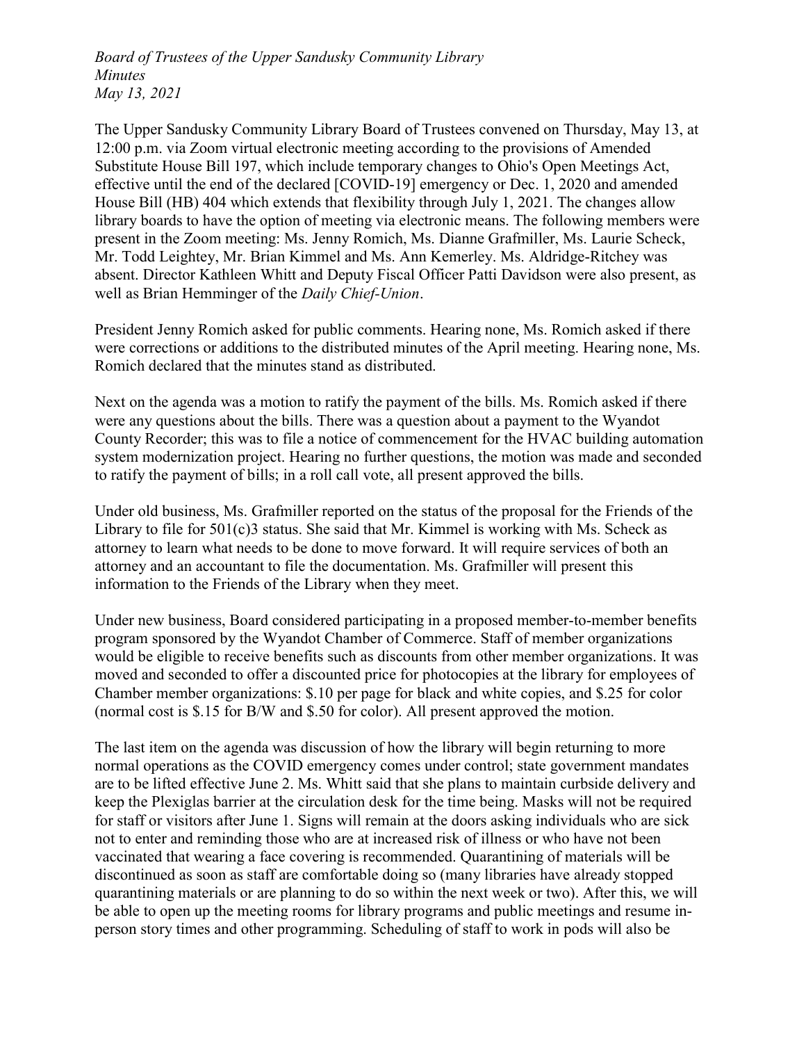*Board of Trustees of the Upper Sandusky Community Library*
*Minutes*
*May 13, 2021*

The Upper Sandusky Community Library Board of Trustees convened on Thursday, May 13, at 12:00 p.m. via Zoom virtual electronic meeting according to the provisions of Amended Substitute House Bill 197, which include temporary changes to Ohio's Open Meetings Act, effective until the end of the declared [COVID-19] emergency or Dec. 1, 2020 and amended House Bill (HB) 404 which extends that flexibility through July 1, 2021. The changes allow library boards to have the option of meeting via electronic means. The following members were present in the Zoom meeting: Ms. Jenny Romich, Ms. Dianne Grafmiller, Ms. Laurie Scheck, Mr. Todd Leightey, Mr. Brian Kimmel and Ms. Ann Kemerley. Ms. Aldridge-Ritchey was absent. Director Kathleen Whitt and Deputy Fiscal Officer Patti Davidson were also present, as well as Brian Hemminger of the *Daily Chief-Union*.

President Jenny Romich asked for public comments. Hearing none, Ms. Romich asked if there were corrections or additions to the distributed minutes of the April meeting. Hearing none, Ms. Romich declared that the minutes stand as distributed.

Next on the agenda was a motion to ratify the payment of the bills. Ms. Romich asked if there were any questions about the bills. There was a question about a payment to the Wyandot County Recorder; this was to file a notice of commencement for the HVAC building automation system modernization project. Hearing no further questions, the motion was made and seconded to ratify the payment of bills; in a roll call vote, all present approved the bills.

Under old business, Ms. Grafmiller reported on the status of the proposal for the Friends of the Library to file for 501(c)3 status. She said that Mr. Kimmel is working with Ms. Scheck as attorney to learn what needs to be done to move forward. It will require services of both an attorney and an accountant to file the documentation. Ms. Grafmiller will present this information to the Friends of the Library when they meet.

Under new business, Board considered participating in a proposed member-to-member benefits program sponsored by the Wyandot Chamber of Commerce. Staff of member organizations would be eligible to receive benefits such as discounts from other member organizations. It was moved and seconded to offer a discounted price for photocopies at the library for employees of Chamber member organizations: $.10 per page for black and white copies, and $.25 for color (normal cost is $.15 for B/W and $.50 for color). All present approved the motion.

The last item on the agenda was discussion of how the library will begin returning to more normal operations as the COVID emergency comes under control; state government mandates are to be lifted effective June 2. Ms. Whitt said that she plans to maintain curbside delivery and keep the Plexiglas barrier at the circulation desk for the time being. Masks will not be required for staff or visitors after June 1. Signs will remain at the doors asking individuals who are sick not to enter and reminding those who are at increased risk of illness or who have not been vaccinated that wearing a face covering is recommended. Quarantining of materials will be discontinued as soon as staff are comfortable doing so (many libraries have already stopped quarantining materials or are planning to do so within the next week or two). After this, we will be able to open up the meeting rooms for library programs and public meetings and resume in-person story times and other programming. Scheduling of staff to work in pods will also be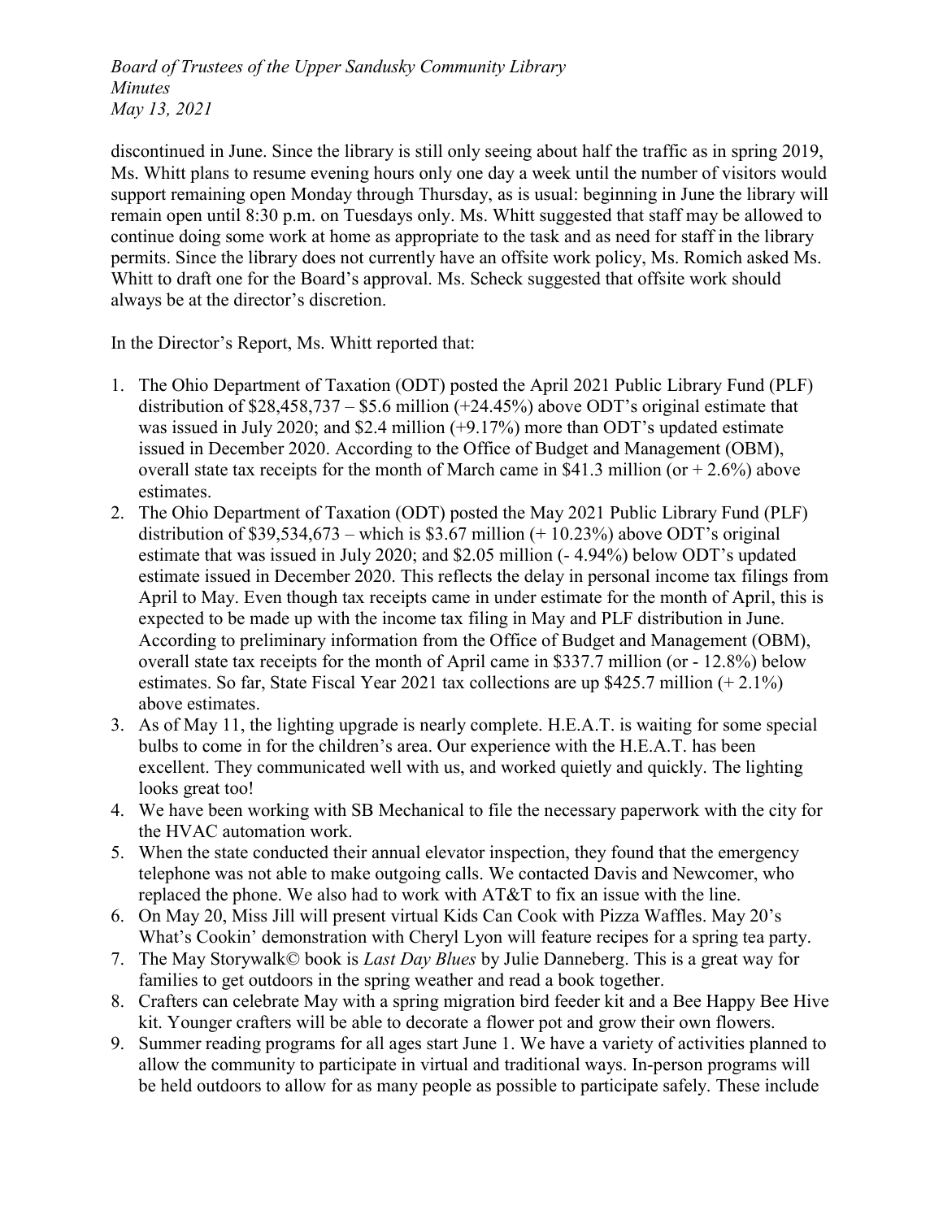discontinued in June. Since the library is still only seeing about half the traffic as in spring 2019, Ms. Whitt plans to resume evening hours only one day a week until the number of visitors would support remaining open Monday through Thursday, as is usual: beginning in June the library will remain open until 8:30 p.m. on Tuesdays only. Ms. Whitt suggested that staff may be allowed to continue doing some work at home as appropriate to the task and as need for staff in the library permits. Since the library does not currently have an offsite work policy, Ms. Romich asked Ms. Whitt to draft one for the Board's approval. Ms. Scheck suggested that offsite work should always be at the director's discretion.

In the Director's Report, Ms. Whitt reported that:

1. The Ohio Department of Taxation (ODT) posted the April 2021 Public Library Fund (PLF) distribution of $28,458,737 – $5.6 million (+24.45%) above ODT's original estimate that was issued in July 2020; and $2.4 million (+9.17%) more than ODT's updated estimate issued in December 2020. According to the Office of Budget and Management (OBM), overall state tax receipts for the month of March came in $41.3 million (or + 2.6%) above estimates.
2. The Ohio Department of Taxation (ODT) posted the May 2021 Public Library Fund (PLF) distribution of $39,534,673 – which is $3.67 million (+ 10.23%) above ODT's original estimate that was issued in July 2020; and $2.05 million (- 4.94%) below ODT's updated estimate issued in December 2020. This reflects the delay in personal income tax filings from April to May. Even though tax receipts came in under estimate for the month of April, this is expected to be made up with the income tax filing in May and PLF distribution in June. According to preliminary information from the Office of Budget and Management (OBM), overall state tax receipts for the month of April came in $337.7 million (or - 12.8%) below estimates. So far, State Fiscal Year 2021 tax collections are up $425.7 million (+ 2.1%) above estimates.
3. As of May 11, the lighting upgrade is nearly complete. H.E.A.T. is waiting for some special bulbs to come in for the children's area. Our experience with the H.E.A.T. has been excellent. They communicated well with us, and worked quietly and quickly. The lighting looks great too!
4. We have been working with SB Mechanical to file the necessary paperwork with the city for the HVAC automation work.
5. When the state conducted their annual elevator inspection, they found that the emergency telephone was not able to make outgoing calls. We contacted Davis and Newcomer, who replaced the phone. We also had to work with AT&T to fix an issue with the line.
6. On May 20, Miss Jill will present virtual Kids Can Cook with Pizza Waffles. May 20's What's Cookin' demonstration with Cheryl Lyon will feature recipes for a spring tea party.
7. The May Storywalk© book is *Last Day Blues* by Julie Danneberg. This is a great way for families to get outdoors in the spring weather and read a book together.
8. Crafters can celebrate May with a spring migration bird feeder kit and a Bee Happy Bee Hive kit. Younger crafters will be able to decorate a flower pot and grow their own flowers.
9. Summer reading programs for all ages start June 1. We have a variety of activities planned to allow the community to participate in virtual and traditional ways. In-person programs will be held outdoors to allow for as many people as possible to participate safely. These include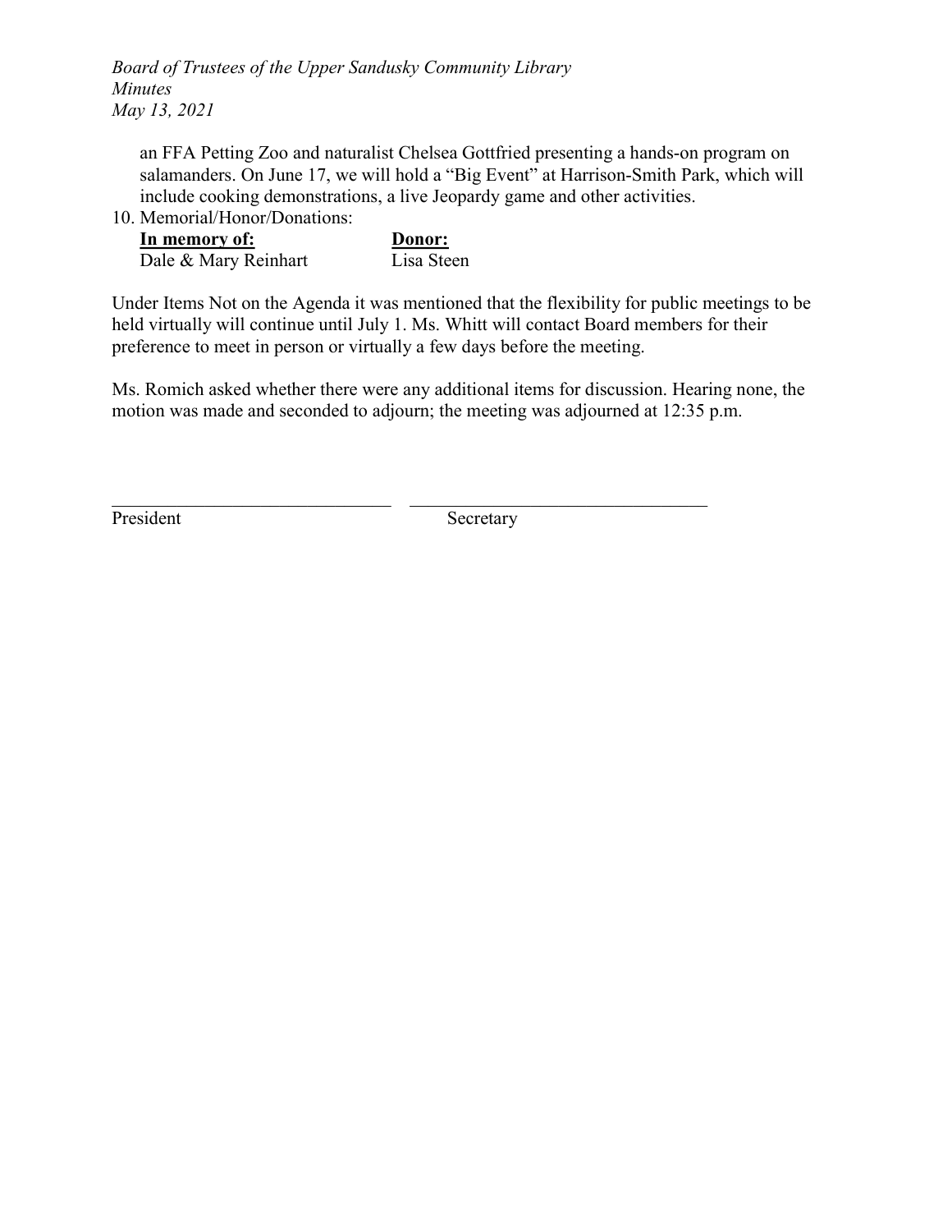an FFA Petting Zoo and naturalist Chelsea Gottfried presenting a hands-on program on salamanders. On June 17, we will hold a "Big Event" at Harrison-Smith Park, which will include cooking demonstrations, a live Jeopardy game and other activities.

10. Memorial/Honor/Donations:

| **In memory of:** | **Donor:** |
|---|---|
| Dale & Mary Reinhart | Lisa Steen |

Under Items Not on the Agenda it was mentioned that the flexibility for public meetings to be held virtually will continue until July 1. Ms. Whitt will contact Board members for their preference to meet in person or virtually a few days before the meeting.

Ms. Romich asked whether there were any additional items for discussion. Hearing none, the motion was made and seconded to adjourn; the meeting was adjourned at 12:35 p.m.

\_\_\_\_\_\_\_\_\_\_\_\_\_\_\_\_\_\_\_\_\_\_\_\_\_\_\_\_\_\_ \_\_\_\_\_\_\_\_\_\_\_\_\_\_\_\_\_\_\_\_\_\_\_\_\_\_\_\_\_\_

President Secretary